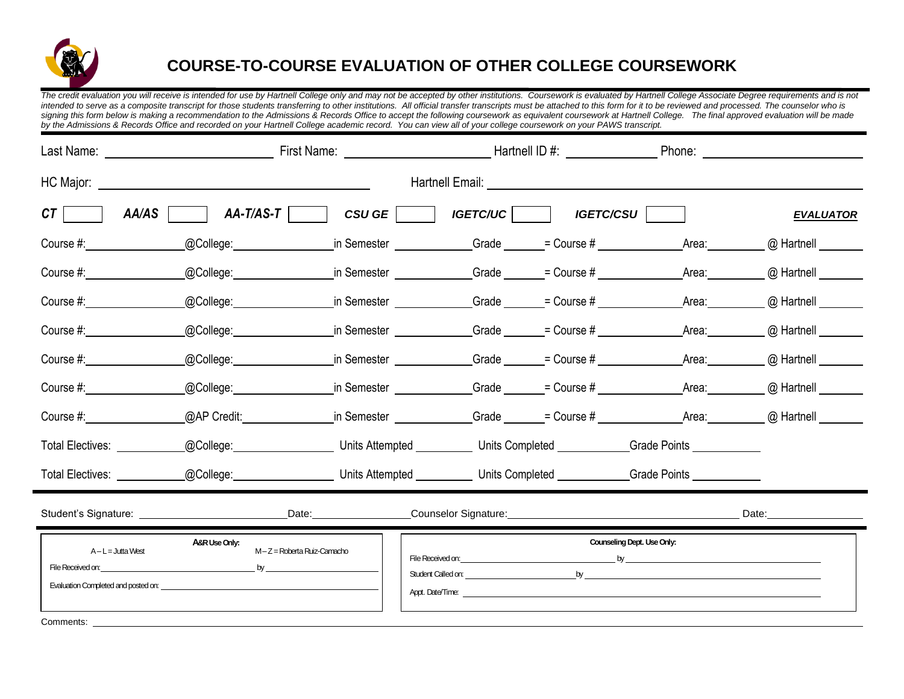# COURSE-TO-COURSE EVALUATION OF OTHER COLLEGE COURSEWORK

*The credit evaluation you will receive is intended for use by Hartnell College only and may not be accepted by other institutions. Coursework is evaluated by Hartnell College Associate Degree requirements and is not intended to serve as a composite transcript for those students transferring to other institutions. All official transfer transcripts must be attached to this form for it to be reviewed and processed. The counselor who is signing this form below is making a recommendation to the Admissions & Records Office to accept the following coursework as equivalent coursework at Hartnell College. The final approved evaluation will be made by the Admissions & Records Office and recorded on your Hartnell College academic record. You can view all of your college coursework on your PAWS transcript.*

Last Name: ______________________ First Name: ____________________ Hartnell ID #: ____________ Phone: ____________________

HC Major: ________________________________ Hartnell Email: ________________________________________________

***CT*** [ ] ***AA/AS*** [ ] ***AA-T/AS-T*** [ ] ***CSU GE*** [ ] ***IGETC/UC*** [ ] ***IGETC/CSU*** [ ] **EVALUATOR**

Course #:____________ @College:______________ in Semester __________ Grade ______ = Course # ____________ Area:________ @ Hartnell ______

Course #:____________ @College:______________ in Semester __________ Grade ______ = Course # ____________ Area:________ @ Hartnell ______

Course #:____________ @College:______________ in Semester __________ Grade ______ = Course # ____________ Area:________ @ Hartnell ______

Course #:____________ @College:______________ in Semester __________ Grade ______ = Course # ____________ Area:________ @ Hartnell ______

Course #:____________ @College:______________ in Semester __________ Grade ______ = Course # ____________ Area:________ @ Hartnell ______

Course #:____________ @College:______________ in Semester __________ Grade ______ = Course # ____________ Area:________ @ Hartnell ______

Course #:____________ @AP Credit:_____________ in Semester __________ Grade ______ = Course # ____________ Area:________ @ Hartnell ______

Total Electives: _________ @College:______________ Units Attempted ________ Units Completed __________ Grade Points __________

Total Electives: _________ @College:______________ Units Attempted ________ Units Completed __________ Grade Points __________

Student's Signature: ____________________ Date:______________ Counselor Signature:________________________________ Date:______________

**A&R Use Only:**

A – L = Jutta West          M – Z = Roberta Ruiz-Camacho

File Received on:______________________________ by ____________________

Evaluation Completed and posted on: ______________________________

**Counseling Dept. Use Only:**

File Received on:______________________________ by ______________________________

Student Called on: ______________________ by ______________________________

Appt. Date/Time: ______________________________________________

Comments: ______________________________________________________________________________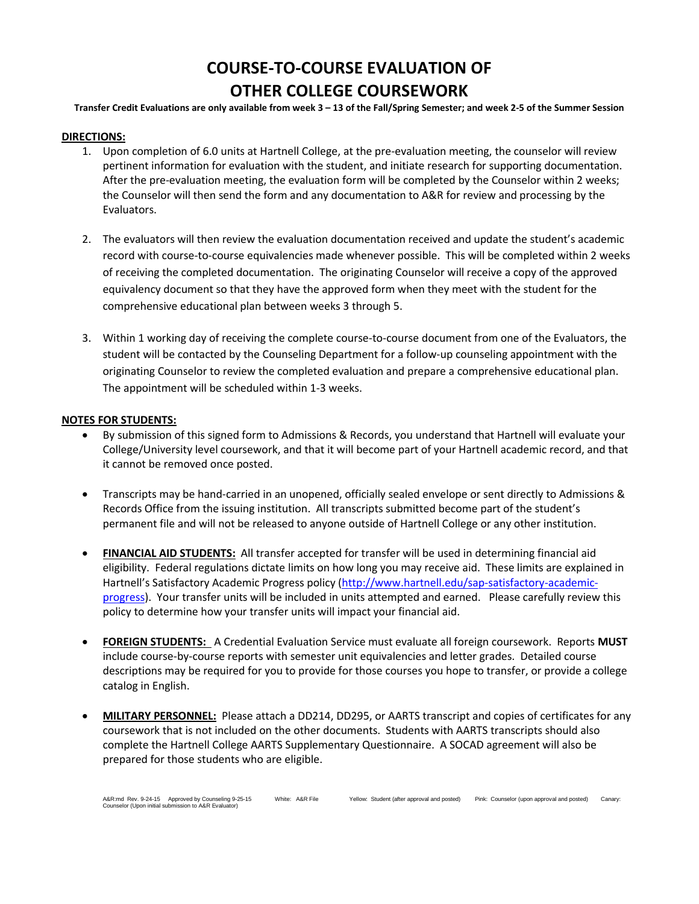# COURSE-TO-COURSE EVALUATION OF OTHER COLLEGE COURSEWORK

**Transfer Credit Evaluations are only available from week 3 – 13 of the Fall/Spring Semester; and week 2-5 of the Summer Session**

**DIRECTIONS:**

1. Upon completion of 6.0 units at Hartnell College, at the pre-evaluation meeting, the counselor will review pertinent information for evaluation with the student, and initiate research for supporting documentation. After the pre-evaluation meeting, the evaluation form will be completed by the Counselor within 2 weeks; the Counselor will then send the form and any documentation to A&R for review and processing by the Evaluators.

2. The evaluators will then review the evaluation documentation received and update the student's academic record with course-to-course equivalencies made whenever possible. This will be completed within 2 weeks of receiving the completed documentation. The originating Counselor will receive a copy of the approved equivalency document so that they have the approved form when they meet with the student for the comprehensive educational plan between weeks 3 through 5.

3. Within 1 working day of receiving the complete course-to-course document from one of the Evaluators, the student will be contacted by the Counseling Department for a follow-up counseling appointment with the originating Counselor to review the completed evaluation and prepare a comprehensive educational plan. The appointment will be scheduled within 1-3 weeks.

**NOTES FOR STUDENTS:**

- By submission of this signed form to Admissions & Records, you understand that Hartnell will evaluate your College/University level coursework, and that it will become part of your Hartnell academic record, and that it cannot be removed once posted.

- Transcripts may be hand-carried in an unopened, officially sealed envelope or sent directly to Admissions & Records Office from the issuing institution. All transcripts submitted become part of the student's permanent file and will not be released to anyone outside of Hartnell College or any other institution.

- **FINANCIAL AID STUDENTS:** All transfer accepted for transfer will be used in determining financial aid eligibility. Federal regulations dictate limits on how long you may receive aid. These limits are explained in Hartnell's Satisfactory Academic Progress policy (http://www.hartnell.edu/sap-satisfactory-academic-progress). Your transfer units will be included in units attempted and earned. Please carefully review this policy to determine how your transfer units will impact your financial aid.

- **FOREIGN STUDENTS:** A Credential Evaluation Service must evaluate all foreign coursework. Reports **MUST** include course-by-course reports with semester unit equivalencies and letter grades. Detailed course descriptions may be required for you to provide for those courses you hope to transfer, or provide a college catalog in English.

- **MILITARY PERSONNEL:** Please attach a DD214, DD295, or AARTS transcript and copies of certificates for any coursework that is not included on the other documents. Students with AARTS transcripts should also complete the Hartnell College AARTS Supplementary Questionnaire. A SOCAD agreement will also be prepared for those students who are eligible.

A&R:md Rev. 9-24-15 Approved by Counseling 9-25-15 White: A&R File Yellow: Student (after approval and posted) Pink: Counselor (upon approval and posted) Canary: Counselor (Upon initial submission to A&R Evaluator)